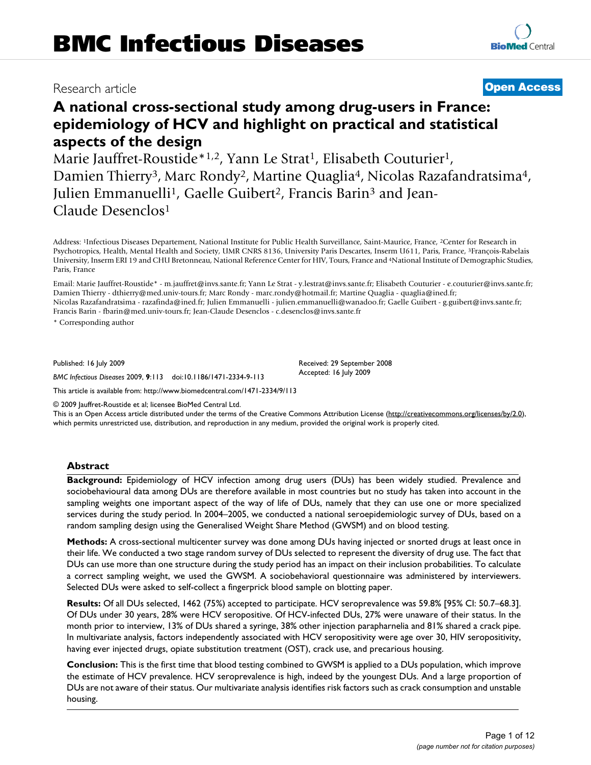# BMC Infectious Diseases

Research article

**Open Access**

## A national cross-sectional study among drug-users in France: epidemiology of HCV and highlight on practical and statistical aspects of the design

Marie Jauffret-Roustide*[1,2], Yann Le Strat[1], Elisabeth Couturier[1], Damien Thierry[3], Marc Rondy[2], Martine Quaglia[4], Nicolas Razafandratsima[4], Julien Emmanuelli[1], Gaelle Guibert[2], Francis Barin[3] and Jean-Claude Desenclos[1]

Address: [1]Infectious Diseases Departement, National Institute for Public Health Surveillance, Saint-Maurice, France, [2]Center for Research in Psychotropics, Health, Mental Health and Society, UMR CNRS 8136, University Paris Descartes, Inserm U611, Paris, France, [3]François-Rabelais University, Inserm ERI 19 and CHU Bretonneau, National Reference Center for HIV, Tours, France and [4]National Institute of Demographic Studies, Paris, France

Email: Marie Jauffret-Roustide* - m.jauffret@invs.sante.fr; Yann Le Strat - y.lestrat@invs.sante.fr; Elisabeth Couturier - e.couturier@invs.sante.fr; Damien Thierry - dthierry@med.univ-tours.fr; Marc Rondy - marc.rondy@hotmail.fr; Martine Quaglia - quaglia@ined.fr; Nicolas Razafandratsima - razafinda@ined.fr; Julien Emmanuelli - julien.emmanuelli@wanadoo.fr; Gaelle Guibert - g.guibert@invs.sante.fr; Francis Barin - fbarin@med.univ-tours.fr; Jean-Claude Desenclos - c.desenclos@invs.sante.fr

* Corresponding author

Published: 16 July 2009

*BMC Infectious Diseases* 2009, **9**:113 doi:10.1186/1471-2334-9-113

Received: 29 September 2008
Accepted: 16 July 2009

This article is available from: http://www.biomedcentral.com/1471-2334/9/113

© 2009 Jauffret-Roustide et al; licensee BioMed Central Ltd.
This is an Open Access article distributed under the terms of the Creative Commons Attribution License (http://creativecommons.org/licenses/by/2.0), which permits unrestricted use, distribution, and reproduction in any medium, provided the original work is properly cited.

### Abstract

**Background:** Epidemiology of HCV infection among drug users (DUs) has been widely studied. Prevalence and sociobehavioural data among DUs are therefore available in most countries but no study has taken into account in the sampling weights one important aspect of the way of life of DUs, namely that they can use one or more specialized services during the study period. In 2004–2005, we conducted a national seroepidemiologic survey of DUs, based on a random sampling design using the Generalised Weight Share Method (GWSM) and on blood testing.

**Methods:** A cross-sectional multicenter survey was done among DUs having injected or snorted drugs at least once in their life. We conducted a two stage random survey of DUs selected to represent the diversity of drug use. The fact that DUs can use more than one structure during the study period has an impact on their inclusion probabilities. To calculate a correct sampling weight, we used the GWSM. A sociobehavioral questionnaire was administered by interviewers. Selected DUs were asked to self-collect a fingerprick blood sample on blotting paper.

**Results:** Of all DUs selected, 1462 (75%) accepted to participate. HCV seroprevalence was 59.8% [95% CI: 50.7–68.3]. Of DUs under 30 years, 28% were HCV seropositive. Of HCV-infected DUs, 27% were unaware of their status. In the month prior to interview, 13% of DUs shared a syringe, 38% other injection parapharnelia and 81% shared a crack pipe. In multivariate analysis, factors independently associated with HCV seropositivity were age over 30, HIV seropositivity, having ever injected drugs, opiate substitution treatment (OST), crack use, and precarious housing.

**Conclusion:** This is the first time that blood testing combined to GWSM is applied to a DUs population, which improve the estimate of HCV prevalence. HCV seroprevalence is high, indeed by the youngest DUs. And a large proportion of DUs are not aware of their status. Our multivariate analysis identifies risk factors such as crack consumption and unstable housing.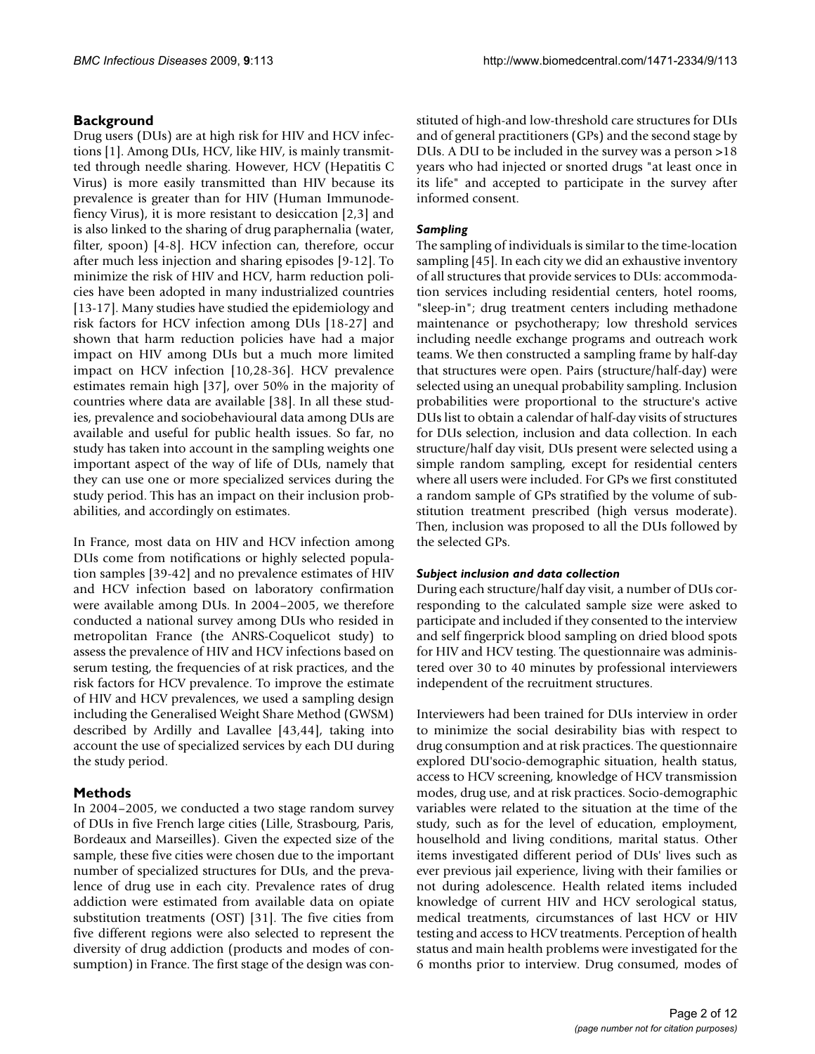## Background

Drug users (DUs) are at high risk for HIV and HCV infections [1]. Among DUs, HCV, like HIV, is mainly transmitted through needle sharing. However, HCV (Hepatitis C Virus) is more easily transmitted than HIV because its prevalence is greater than for HIV (Human Immunodefiency Virus), it is more resistant to desiccation [2,3] and is also linked to the sharing of drug paraphernalia (water, filter, spoon) [4-8]. HCV infection can, therefore, occur after much less injection and sharing episodes [9-12]. To minimize the risk of HIV and HCV, harm reduction policies have been adopted in many industrialized countries [13-17]. Many studies have studied the epidemiology and risk factors for HCV infection among DUs [18-27] and shown that harm reduction policies have had a major impact on HIV among DUs but a much more limited impact on HCV infection [10,28-36]. HCV prevalence estimates remain high [37], over 50% in the majority of countries where data are available [38]. In all these studies, prevalence and sociobehavioural data among DUs are available and useful for public health issues. So far, no study has taken into account in the sampling weights one important aspect of the way of life of DUs, namely that they can use one or more specialized services during the study period. This has an impact on their inclusion probabilities, and accordingly on estimates.

In France, most data on HIV and HCV infection among DUs come from notifications or highly selected population samples [39-42] and no prevalence estimates of HIV and HCV infection based on laboratory confirmation were available among DUs. In 2004–2005, we therefore conducted a national survey among DUs who resided in metropolitan France (the ANRS-Coquelicot study) to assess the prevalence of HIV and HCV infections based on serum testing, the frequencies of at risk practices, and the risk factors for HCV prevalence. To improve the estimate of HIV and HCV prevalences, we used a sampling design including the Generalised Weight Share Method (GWSM) described by Ardilly and Lavallee [43,44], taking into account the use of specialized services by each DU during the study period.

## Methods

In 2004–2005, we conducted a two stage random survey of DUs in five French large cities (Lille, Strasbourg, Paris, Bordeaux and Marseilles). Given the expected size of the sample, these five cities were chosen due to the important number of specialized structures for DUs, and the prevalence of drug use in each city. Prevalence rates of drug addiction were estimated from available data on opiate substitution treatments (OST) [31]. The five cities from five different regions were also selected to represent the diversity of drug addiction (products and modes of consumption) in France. The first stage of the design was constituted of high-and low-threshold care structures for DUs and of general practitioners (GPs) and the second stage by DUs. A DU to be included in the survey was a person >18 years who had injected or snorted drugs "at least once in its life" and accepted to participate in the survey after informed consent.

### *Sampling*

The sampling of individuals is similar to the time-location sampling [45]. In each city we did an exhaustive inventory of all structures that provide services to DUs: accommodation services including residential centers, hotel rooms, "sleep-in"; drug treatment centers including methadone maintenance or psychotherapy; low threshold services including needle exchange programs and outreach work teams. We then constructed a sampling frame by half-day that structures were open. Pairs (structure/half-day) were selected using an unequal probability sampling. Inclusion probabilities were proportional to the structure's active DUs list to obtain a calendar of half-day visits of structures for DUs selection, inclusion and data collection. In each structure/half day visit, DUs present were selected using a simple random sampling, except for residential centers where all users were included. For GPs we first constituted a random sample of GPs stratified by the volume of substitution treatment prescribed (high versus moderate). Then, inclusion was proposed to all the DUs followed by the selected GPs.

### *Subject inclusion and data collection*

During each structure/half day visit, a number of DUs corresponding to the calculated sample size were asked to participate and included if they consented to the interview and self fingerprick blood sampling on dried blood spots for HIV and HCV testing. The questionnaire was administered over 30 to 40 minutes by professional interviewers independent of the recruitment structures.

Interviewers had been trained for DUs interview in order to minimize the social desirability bias with respect to drug consumption and at risk practices. The questionnaire explored DU'socio-demographic situation, health status, access to HCV screening, knowledge of HCV transmission modes, drug use, and at risk practices. Socio-demographic variables were related to the situation at the time of the study, such as for the level of education, employment, houselhold and living conditions, marital status. Other items investigated different period of DUs' lives such as ever previous jail experience, living with their families or not during adolescence. Health related items included knowledge of current HIV and HCV serological status, medical treatments, circumstances of last HCV or HIV testing and access to HCV treatments. Perception of health status and main health problems were investigated for the 6 months prior to interview. Drug consumed, modes of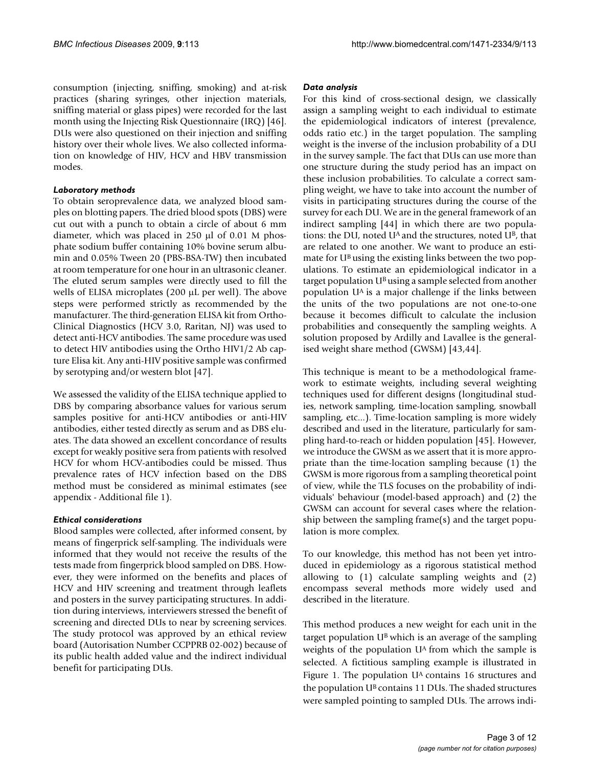consumption (injecting, sniffing, smoking) and at-risk practices (sharing syringes, other injection materials, sniffing material or glass pipes) were recorded for the last month using the Injecting Risk Questionnaire (IRQ) [46]. DUs were also questioned on their injection and sniffing history over their whole lives. We also collected information on knowledge of HIV, HCV and HBV transmission modes.

### *Laboratory methods*

To obtain seroprevalence data, we analyzed blood samples on blotting papers. The dried blood spots (DBS) were cut out with a punch to obtain a circle of about 6 mm diameter, which was placed in 250 μl of 0.01 M phosphate sodium buffer containing 10% bovine serum albumin and 0.05% Tween 20 (PBS-BSA-TW) then incubated at room temperature for one hour in an ultrasonic cleaner. The eluted serum samples were directly used to fill the wells of ELISA microplates (200 μL per well). The above steps were performed strictly as recommended by the manufacturer. The third-generation ELISA kit from Ortho-Clinical Diagnostics (HCV 3.0, Raritan, NJ) was used to detect anti-HCV antibodies. The same procedure was used to detect HIV antibodies using the Ortho HIV1/2 Ab capture Elisa kit. Any anti-HIV positive sample was confirmed by serotyping and/or western blot [47].

We assessed the validity of the ELISA technique applied to DBS by comparing absorbance values for various serum samples positive for anti-HCV antibodies or anti-HIV antibodies, either tested directly as serum and as DBS eluates. The data showed an excellent concordance of results except for weakly positive sera from patients with resolved HCV for whom HCV-antibodies could be missed. Thus prevalence rates of HCV infection based on the DBS method must be considered as minimal estimates (see appendix - Additional file 1).

### *Ethical considerations*

Blood samples were collected, after informed consent, by means of fingerprick self-sampling. The individuals were informed that they would not receive the results of the tests made from fingerprick blood sampled on DBS. However, they were informed on the benefits and places of HCV and HIV screening and treatment through leaflets and posters in the survey participating structures. In addition during interviews, interviewers stressed the benefit of screening and directed DUs to near by screening services. The study protocol was approved by an ethical review board (Autorisation Number CCPPRB 02-002) because of its public health added value and the indirect individual benefit for participating DUs.

### *Data analysis*

For this kind of cross-sectional design, we classically assign a sampling weight to each individual to estimate the epidemiological indicators of interest (prevalence, odds ratio etc.) in the target population. The sampling weight is the inverse of the inclusion probability of a DU in the survey sample. The fact that DUs can use more than one structure during the study period has an impact on these inclusion probabilities. To calculate a correct sampling weight, we have to take into account the number of visits in participating structures during the course of the survey for each DU. We are in the general framework of an indirect sampling [44] in which there are two populations: the DU, noted $U^A$ and the structures, noted $U^B$, that are related to one another. We want to produce an estimate for $U^B$ using the existing links between the two populations. To estimate an epidemiological indicator in a target population $U^B$ using a sample selected from another population $U^A$ is a major challenge if the links between the units of the two populations are not one-to-one because it becomes difficult to calculate the inclusion probabilities and consequently the sampling weights. A solution proposed by Ardilly and Lavallee is the generalised weight share method (GWSM) [43,44].

This technique is meant to be a methodological framework to estimate weights, including several weighting techniques used for different designs (longitudinal studies, network sampling, time-location sampling, snowball sampling, etc...). Time-location sampling is more widely described and used in the literature, particularly for sampling hard-to-reach or hidden population [45]. However, we introduce the GWSM as we assert that it is more appropriate than the time-location sampling because (1) the GWSM is more rigorous from a sampling theoretical point of view, while the TLS focuses on the probability of individuals' behaviour (model-based approach) and (2) the GWSM can account for several cases where the relationship between the sampling frame(s) and the target population is more complex.

To our knowledge, this method has not been yet introduced in epidemiology as a rigorous statistical method allowing to (1) calculate sampling weights and (2) encompass several methods more widely used and described in the literature.

This method produces a new weight for each unit in the target population $U^B$ which is an average of the sampling weights of the population $U^A$ from which the sample is selected. A fictitious sampling example is illustrated in Figure 1. The population $U^A$ contains 16 structures and the population $U^B$ contains 11 DUs. The shaded structures were sampled pointing to sampled DUs. The arrows indi-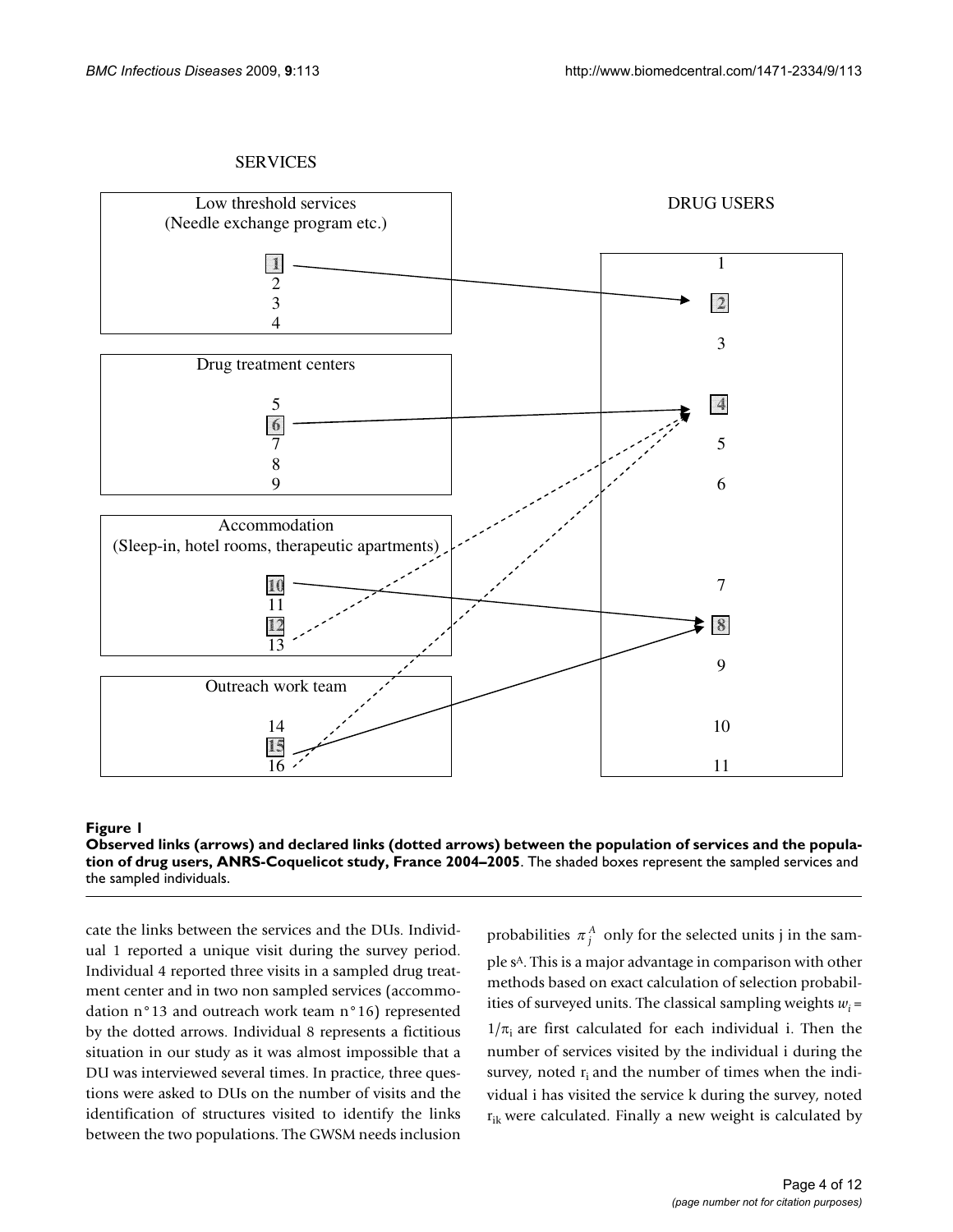SERVICES

DRUG USERS

Low threshold services (Needle exchange program etc.)

Drug treatment centers

Accommodation (Sleep-in, hotel rooms, therapeutic apartments)

Outreach work team

**Figure 1**

**Observed links (arrows) and declared links (dotted arrows) between the population of services and the population of drug users, ANRS-Coquelicot study, France 2004–2005**. The shaded boxes represent the sampled services and the sampled individuals.

cate the links between the services and the DUs. Individual 1 reported a unique visit during the survey period. Individual 4 reported three visits in a sampled drug treatment center and in two non sampled services (accommodation n°13 and outreach work team n°16) represented by the dotted arrows. Individual 8 represents a fictitious situation in our study as it was almost impossible that a DU was interviewed several times. In practice, three questions were asked to DUs on the number of visits and the identification of structures visited to identify the links between the two populations. The GWSM needs inclusion probabilities $\pi_j^A$ only for the selected units j in the sample $s^A$. This is a major advantage in comparison with other methods based on exact calculation of selection probabilities of surveyed units. The classical sampling weights $w_i = 1/\pi_i$ are first calculated for each individual i. Then the number of services visited by the individual i during the survey, noted $r_i$ and the number of times when the individual i has visited the service k during the survey, noted $r_{ik}$ were calculated. Finally a new weight is calculated by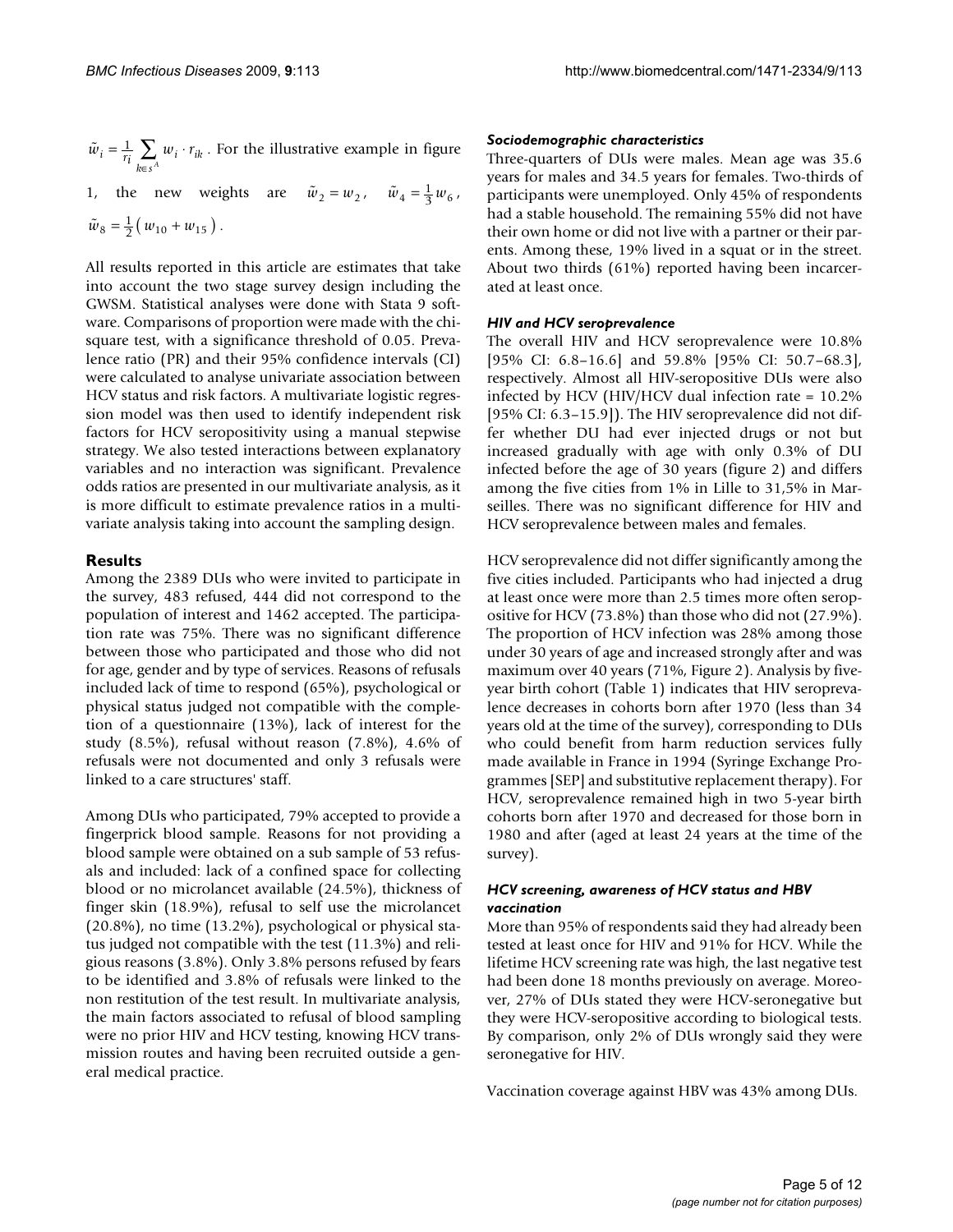$\tilde{w}_i = \frac{1}{r_i} \sum_{k \in s^A} w_i \cdot r_{ik}$ . For the illustrative example in figure 1, the new weights are $\tilde{w}_2 = w_2$, $\tilde{w}_4 = \frac{1}{3} w_6$, $\tilde{w}_8 = \frac{1}{2}\left( w_{10} + w_{15} \right)$.

All results reported in this article are estimates that take into account the two stage survey design including the GWSM. Statistical analyses were done with Stata 9 software. Comparisons of proportion were made with the chi-square test, with a significance threshold of 0.05. Prevalence ratio (PR) and their 95% confidence intervals (CI) were calculated to analyse univariate association between HCV status and risk factors. A multivariate logistic regression model was then used to identify independent risk factors for HCV seropositivity using a manual stepwise strategy. We also tested interactions between explanatory variables and no interaction was significant. Prevalence odds ratios are presented in our multivariate analysis, as it is more difficult to estimate prevalence ratios in a multivariate analysis taking into account the sampling design.

## Results

Among the 2389 DUs who were invited to participate in the survey, 483 refused, 444 did not correspond to the population of interest and 1462 accepted. The participation rate was 75%. There was no significant difference between those who participated and those who did not for age, gender and by type of services. Reasons of refusals included lack of time to respond (65%), psychological or physical status judged not compatible with the completion of a questionnaire (13%), lack of interest for the study (8.5%), refusal without reason (7.8%), 4.6% of refusals were not documented and only 3 refusals were linked to a care structures' staff.

Among DUs who participated, 79% accepted to provide a fingerprick blood sample. Reasons for not providing a blood sample were obtained on a sub sample of 53 refusals and included: lack of a confined space for collecting blood or no microlancet available (24.5%), thickness of finger skin (18.9%), refusal to self use the microlancet (20.8%), no time (13.2%), psychological or physical status judged not compatible with the test (11.3%) and religious reasons (3.8%). Only 3.8% persons refused by fears to be identified and 3.8% of refusals were linked to the non restitution of the test result. In multivariate analysis, the main factors associated to refusal of blood sampling were no prior HIV and HCV testing, knowing HCV transmission routes and having been recruited outside a general medical practice.

### *Sociodemographic characteristics*

Three-quarters of DUs were males. Mean age was 35.6 years for males and 34.5 years for females. Two-thirds of participants were unemployed. Only 45% of respondents had a stable household. The remaining 55% did not have their own home or did not live with a partner or their parents. Among these, 19% lived in a squat or in the street. About two thirds (61%) reported having been incarcerated at least once.

### *HIV and HCV seroprevalence*

The overall HIV and HCV seroprevalence were 10.8% [95% CI: 6.8–16.6] and 59.8% [95% CI: 50.7–68.3], respectively. Almost all HIV-seropositive DUs were also infected by HCV (HIV/HCV dual infection rate = 10.2% [95% CI: 6.3–15.9]). The HIV seroprevalence did not differ whether DU had ever injected drugs or not but increased gradually with age with only 0.3% of DU infected before the age of 30 years (figure 2) and differs among the five cities from 1% in Lille to 31,5% in Marseilles. There was no significant difference for HIV and HCV seroprevalence between males and females.

HCV seroprevalence did not differ significantly among the five cities included. Participants who had injected a drug at least once were more than 2.5 times more often seropositive for HCV (73.8%) than those who did not (27.9%). The proportion of HCV infection was 28% among those under 30 years of age and increased strongly after and was maximum over 40 years (71%, Figure 2). Analysis by five-year birth cohort (Table 1) indicates that HIV seroprevalence decreases in cohorts born after 1970 (less than 34 years old at the time of the survey), corresponding to DUs who could benefit from harm reduction services fully made available in France in 1994 (Syringe Exchange Programmes [SEP] and substitutive replacement therapy). For HCV, seroprevalence remained high in two 5-year birth cohorts born after 1970 and decreased for those born in 1980 and after (aged at least 24 years at the time of the survey).

### *HCV screening, awareness of HCV status and HBV vaccination*

More than 95% of respondents said they had already been tested at least once for HIV and 91% for HCV. While the lifetime HCV screening rate was high, the last negative test had been done 18 months previously on average. Moreover, 27% of DUs stated they were HCV-seronegative but they were HCV-seropositive according to biological tests. By comparison, only 2% of DUs wrongly said they were seronegative for HIV.

Vaccination coverage against HBV was 43% among DUs.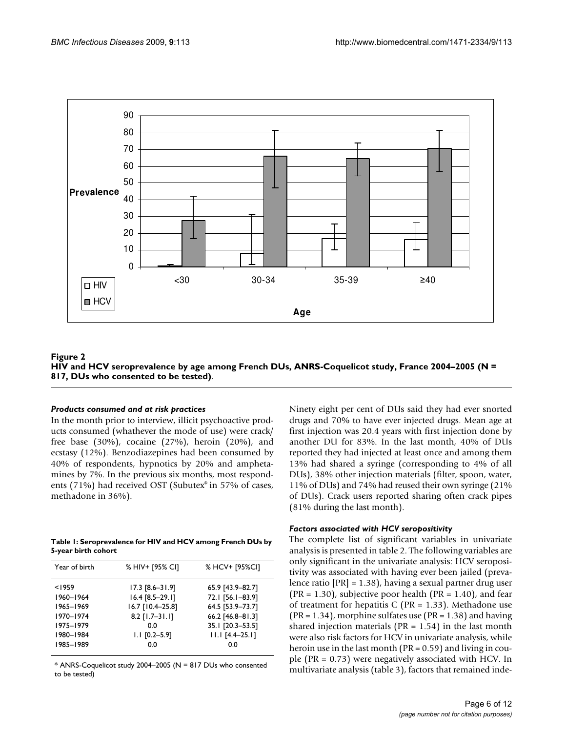**Figure 2**
**HIV and HCV seroprevalence by age among French DUs, ANRS-Coquelicot study, France 2004–2005 (N = 817, DUs who consented to be tested)**.

### *Products consumed and at risk practices*

In the month prior to interview, illicit psychoactive products consumed (whathever the mode of use) were crack/free base (30%), cocaine (27%), heroin (20%), and ecstasy (12%). Benzodiazepines had been consumed by 40% of respondents, hypnotics by 20% and amphetamines by 7%. In the previous six months, most respondents (71%) had received OST (Subutex® in 57% of cases, methadone in 36%).

**Table 1: Seroprevalence for HIV and HCV among French DUs by 5-year birth cohort**

| Year of birth | % HIV+ [95% CI] | % HCV+ [95%CI] |
|---|---|---|
| <1959 | 17.3 [8.6–31.9] | 65.9 [43.9–82.7] |
| 1960–1964 | 16.4 [8.5–29.1] | 72.1 [56.1–83.9] |
| 1965–1969 | 16.7 [10.4–25.8] | 64.5 [53.9–73.7] |
| 1970–1974 | 8.2 [1.7–31.1] | 66.2 [46.8–81.3] |
| 1975–1979 | 0.0 | 35.1 [20.3–53.5] |
| 1980–1984 | 1.1 [0.2–5.9] | 11.1 [4.4–25.1] |
| 1985–1989 | 0.0 | 0.0 |

* ANRS-Coquelicot study 2004–2005 (N = 817 DUs who consented to be tested)

Ninety eight per cent of DUs said they had ever snorted drugs and 70% to have ever injected drugs. Mean age at first injection was 20.4 years with first injection done by another DU for 83%. In the last month, 40% of DUs reported they had injected at least once and among them 13% had shared a syringe (corresponding to 4% of all DUs), 38% other injection materials (filter, spoon, water, 11% of DUs) and 74% had reused their own syringe (21% of DUs). Crack users reported sharing often crack pipes (81% during the last month).

### *Factors associated with HCV seropositivity*

The complete list of significant variables in univariate analysis is presented in table 2. The following variables are only significant in the univariate analysis: HCV seropositivity was associated with having ever been jailed (prevalence ratio [PR] = 1.38), having a sexual partner drug user (PR = 1.30), subjective poor health (PR = 1.40), and fear of treatment for hepatitis C (PR = 1.33). Methadone use (PR = 1.34), morphine sulfates use (PR = 1.38) and having shared injection materials (PR = 1.54) in the last month were also risk factors for HCV in univariate analysis, while heroin use in the last month (PR = 0.59) and living in couple (PR = 0.73) were negatively associated with HCV. In multivariate analysis (table 3), factors that remained inde-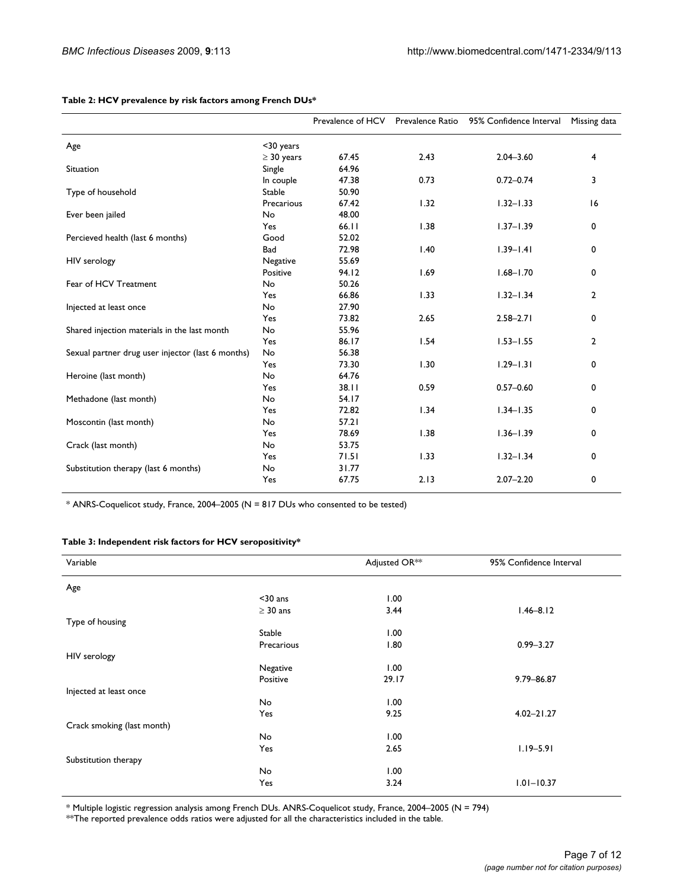**Table 2: HCV prevalence by risk factors among French DUs***

| | | Prevalence of HCV | Prevalence Ratio | 95% Confidence Interval | Missing data |
|---|---|---|---|---|---|
| Age | <30 years | | | | |
| | ≥ 30 years | 67.45 | 2.43 | 2.04–3.60 | 4 |
| Situation | Single | 64.96 | | | |
| | In couple | 47.38 | 0.73 | 0.72–0.74 | 3 |
| Type of household | Stable | 50.90 | | | |
| | Precarious | 67.42 | 1.32 | 1.32–1.33 | 16 |
| Ever been jailed | No | 48.00 | | | |
| | Yes | 66.11 | 1.38 | 1.37–1.39 | 0 |
| Percieved health (last 6 months) | Good | 52.02 | | | |
| | Bad | 72.98 | 1.40 | 1.39–1.41 | 0 |
| HIV serology | Negative | 55.69 | | | |
| | Positive | 94.12 | 1.69 | 1.68–1.70 | 0 |
| Fear of HCV Treatment | No | 50.26 | | | |
| | Yes | 66.86 | 1.33 | 1.32–1.34 | 2 |
| Injected at least once | No | 27.90 | | | |
| | Yes | 73.82 | 2.65 | 2.58–2.71 | 0 |
| Shared injection materials in the last month | No | 55.96 | | | |
| | Yes | 86.17 | 1.54 | 1.53–1.55 | 2 |
| Sexual partner drug user injector (last 6 months) | No | 56.38 | | | |
| | Yes | 73.30 | 1.30 | 1.29–1.31 | 0 |
| Heroine (last month) | No | 64.76 | | | |
| | Yes | 38.11 | 0.59 | 0.57–0.60 | 0 |
| Methadone (last month) | No | 54.17 | | | |
| | Yes | 72.82 | 1.34 | 1.34–1.35 | 0 |
| Moscontin (last month) | No | 57.21 | | | |
| | Yes | 78.69 | 1.38 | 1.36–1.39 | 0 |
| Crack (last month) | No | 53.75 | | | |
| | Yes | 71.51 | 1.33 | 1.32–1.34 | 0 |
| Substitution therapy (last 6 months) | No | 31.77 | | | |
| | Yes | 67.75 | 2.13 | 2.07–2.20 | 0 |

* ANRS-Coquelicot study, France, 2004–2005 (N = 817 DUs who consented to be tested)

**Table 3: Independent risk factors for HCV seropositivity***

| Variable | | Adjusted OR** | 95% Confidence Interval |
|---|---|---|---|
| Age | | | |
| | <30 ans | 1.00 | |
| | ≥ 30 ans | 3.44 | 1.46–8.12 |
| Type of housing | | | |
| | Stable | 1.00 | |
| | Precarious | 1.80 | 0.99–3.27 |
| HIV serology | | | |
| | Negative | 1.00 | |
| | Positive | 29.17 | 9.79–86.87 |
| Injected at least once | | | |
| | No | 1.00 | |
| | Yes | 9.25 | 4.02–21.27 |
| Crack smoking (last month) | | | |
| | No | 1.00 | |
| | Yes | 2.65 | 1.19–5.91 |
| Substitution therapy | | | |
| | No | 1.00 | |
| | Yes | 3.24 | 1.01–10.37 |

* Multiple logistic regression analysis among French DUs. ANRS-Coquelicot study, France, 2004–2005 (N = 794)

**The reported prevalence odds ratios were adjusted for all the characteristics included in the table.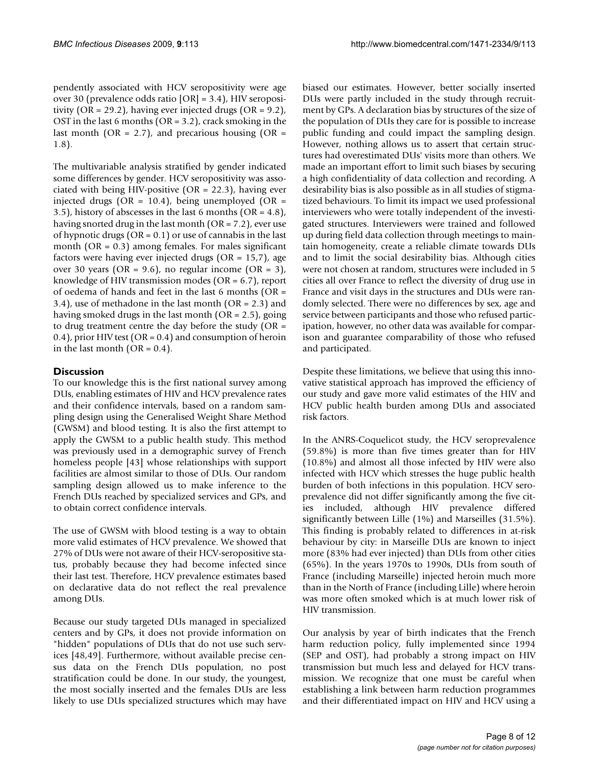pendently associated with HCV seropositivity were age over 30 (prevalence odds ratio [OR] = 3.4), HIV seropositivity (OR = 29.2), having ever injected drugs (OR = 9.2), OST in the last 6 months (OR = 3.2), crack smoking in the last month (OR = 2.7), and precarious housing (OR = 1.8).

The multivariable analysis stratified by gender indicated some differences by gender. HCV seropositivity was associated with being HIV-positive (OR = 22.3), having ever injected drugs (OR = 10.4), being unemployed (OR = 3.5), history of abscesses in the last 6 months (OR = 4.8), having snorted drug in the last month (OR = 7.2), ever use of hypnotic drugs (OR = 0.1) or use of cannabis in the last month (OR = 0.3) among females. For males significant factors were having ever injected drugs (OR = 15,7), age over 30 years (OR = 9.6), no regular income (OR = 3), knowledge of HIV transmission modes (OR = 6.7), report of oedema of hands and feet in the last 6 months (OR = 3.4), use of methadone in the last month (OR = 2.3) and having smoked drugs in the last month (OR = 2.5), going to drug treatment centre the day before the study (OR = 0.4), prior HIV test (OR = 0.4) and consumption of heroin in the last month (OR = 0.4).

## Discussion

To our knowledge this is the first national survey among DUs, enabling estimates of HIV and HCV prevalence rates and their confidence intervals, based on a random sampling design using the Generalised Weight Share Method (GWSM) and blood testing. It is also the first attempt to apply the GWSM to a public health study. This method was previously used in a demographic survey of French homeless people [43] whose relationships with support facilities are almost similar to those of DUs. Our random sampling design allowed us to make inference to the French DUs reached by specialized services and GPs, and to obtain correct confidence intervals.

The use of GWSM with blood testing is a way to obtain more valid estimates of HCV prevalence. We showed that 27% of DUs were not aware of their HCV-seropositive status, probably because they had become infected since their last test. Therefore, HCV prevalence estimates based on declarative data do not reflect the real prevalence among DUs.

Because our study targeted DUs managed in specialized centers and by GPs, it does not provide information on "hidden" populations of DUs that do not use such services [48,49]. Furthermore, without available precise census data on the French DUs population, no post stratification could be done. In our study, the youngest, the most socially inserted and the females DUs are less likely to use DUs specialized structures which may have biased our estimates. However, better socially inserted DUs were partly included in the study through recruitment by GPs. A declaration bias by structures of the size of the population of DUs they care for is possible to increase public funding and could impact the sampling design. However, nothing allows us to assert that certain structures had overestimated DUs' visits more than others. We made an important effort to limit such biases by securing a high confidentiality of data collection and recording. A desirability bias is also possible as in all studies of stigmatized behaviours. To limit its impact we used professional interviewers who were totally independent of the investigated structures. Interviewers were trained and followed up during field data collection through meetings to maintain homogeneity, create a reliable climate towards DUs and to limit the social desirability bias. Although cities were not chosen at random, structures were included in 5 cities all over France to reflect the diversity of drug use in France and visit days in the structures and DUs were randomly selected. There were no differences by sex, age and service between participants and those who refused participation, however, no other data was available for comparison and guarantee comparability of those who refused and participated.

Despite these limitations, we believe that using this innovative statistical approach has improved the efficiency of our study and gave more valid estimates of the HIV and HCV public health burden among DUs and associated risk factors.

In the ANRS-Coquelicot study, the HCV seroprevalence (59.8%) is more than five times greater than for HIV (10.8%) and almost all those infected by HIV were also infected with HCV which stresses the huge public health burden of both infections in this population. HCV seroprevalence did not differ significantly among the five cities included, although HIV prevalence differed significantly between Lille (1%) and Marseilles (31.5%). This finding is probably related to differences in at-risk behaviour by city: in Marseille DUs are known to inject more (83% had ever injected) than DUs from other cities (65%). In the years 1970s to 1990s, DUs from south of France (including Marseille) injected heroin much more than in the North of France (including Lille) where heroin was more often smoked which is at much lower risk of HIV transmission.

Our analysis by year of birth indicates that the French harm reduction policy, fully implemented since 1994 (SEP and OST), had probably a strong impact on HIV transmission but much less and delayed for HCV transmission. We recognize that one must be careful when establishing a link between harm reduction programmes and their differentiated impact on HIV and HCV using a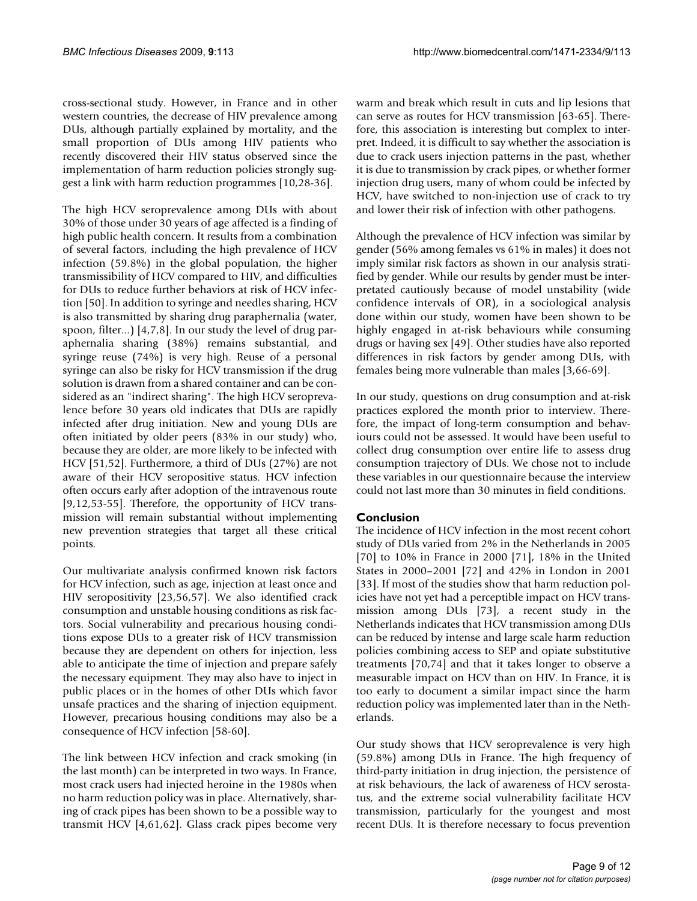cross-sectional study. However, in France and in other western countries, the decrease of HIV prevalence among DUs, although partially explained by mortality, and the small proportion of DUs among HIV patients who recently discovered their HIV status observed since the implementation of harm reduction policies strongly suggest a link with harm reduction programmes [10,28-36].

The high HCV seroprevalence among DUs with about 30% of those under 30 years of age affected is a finding of high public health concern. It results from a combination of several factors, including the high prevalence of HCV infection (59.8%) in the global population, the higher transmissibility of HCV compared to HIV, and difficulties for DUs to reduce further behaviors at risk of HCV infection [50]. In addition to syringe and needles sharing, HCV is also transmitted by sharing drug paraphernalia (water, spoon, filter...) [4,7,8]. In our study the level of drug paraphernalia sharing (38%) remains substantial, and syringe reuse (74%) is very high. Reuse of a personal syringe can also be risky for HCV transmission if the drug solution is drawn from a shared container and can be considered as an "indirect sharing". The high HCV seroprevalence before 30 years old indicates that DUs are rapidly infected after drug initiation. New and young DUs are often initiated by older peers (83% in our study) who, because they are older, are more likely to be infected with HCV [51,52]. Furthermore, a third of DUs (27%) are not aware of their HCV seropositive status. HCV infection often occurs early after adoption of the intravenous route [9,12,53-55]. Therefore, the opportunity of HCV transmission will remain substantial without implementing new prevention strategies that target all these critical points.

Our multivariate analysis confirmed known risk factors for HCV infection, such as age, injection at least once and HIV seropositivity [23,56,57]. We also identified crack consumption and unstable housing conditions as risk factors. Social vulnerability and precarious housing conditions expose DUs to a greater risk of HCV transmission because they are dependent on others for injection, less able to anticipate the time of injection and prepare safely the necessary equipment. They may also have to inject in public places or in the homes of other DUs which favor unsafe practices and the sharing of injection equipment. However, precarious housing conditions may also be a consequence of HCV infection [58-60].

The link between HCV infection and crack smoking (in the last month) can be interpreted in two ways. In France, most crack users had injected heroine in the 1980s when no harm reduction policy was in place. Alternatively, sharing of crack pipes has been shown to be a possible way to transmit HCV [4,61,62]. Glass crack pipes become very warm and break which result in cuts and lip lesions that can serve as routes for HCV transmission [63-65]. Therefore, this association is interesting but complex to interpret. Indeed, it is difficult to say whether the association is due to crack users injection patterns in the past, whether it is due to transmission by crack pipes, or whether former injection drug users, many of whom could be infected by HCV, have switched to non-injection use of crack to try and lower their risk of infection with other pathogens.

Although the prevalence of HCV infection was similar by gender (56% among females vs 61% in males) it does not imply similar risk factors as shown in our analysis stratified by gender. While our results by gender must be interpreted cautiously because of model unstability (wide confidence intervals of OR), in a sociological analysis done within our study, women have been shown to be highly engaged in at-risk behaviours while consuming drugs or having sex [49]. Other studies have also reported differences in risk factors by gender among DUs, with females being more vulnerable than males [3,66-69].

In our study, questions on drug consumption and at-risk practices explored the month prior to interview. Therefore, the impact of long-term consumption and behaviours could not be assessed. It would have been useful to collect drug consumption over entire life to assess drug consumption trajectory of DUs. We chose not to include these variables in our questionnaire because the interview could not last more than 30 minutes in field conditions.

## Conclusion

The incidence of HCV infection in the most recent cohort study of DUs varied from 2% in the Netherlands in 2005 [70] to 10% in France in 2000 [71], 18% in the United States in 2000–2001 [72] and 42% in London in 2001 [33]. If most of the studies show that harm reduction policies have not yet had a perceptible impact on HCV transmission among DUs [73], a recent study in the Netherlands indicates that HCV transmission among DUs can be reduced by intense and large scale harm reduction policies combining access to SEP and opiate substitutive treatments [70,74] and that it takes longer to observe a measurable impact on HCV than on HIV. In France, it is too early to document a similar impact since the harm reduction policy was implemented later than in the Netherlands.

Our study shows that HCV seroprevalence is very high (59.8%) among DUs in France. The high frequency of third-party initiation in drug injection, the persistence of at risk behaviours, the lack of awareness of HCV serostatus, and the extreme social vulnerability facilitate HCV transmission, particularly for the youngest and most recent DUs. It is therefore necessary to focus prevention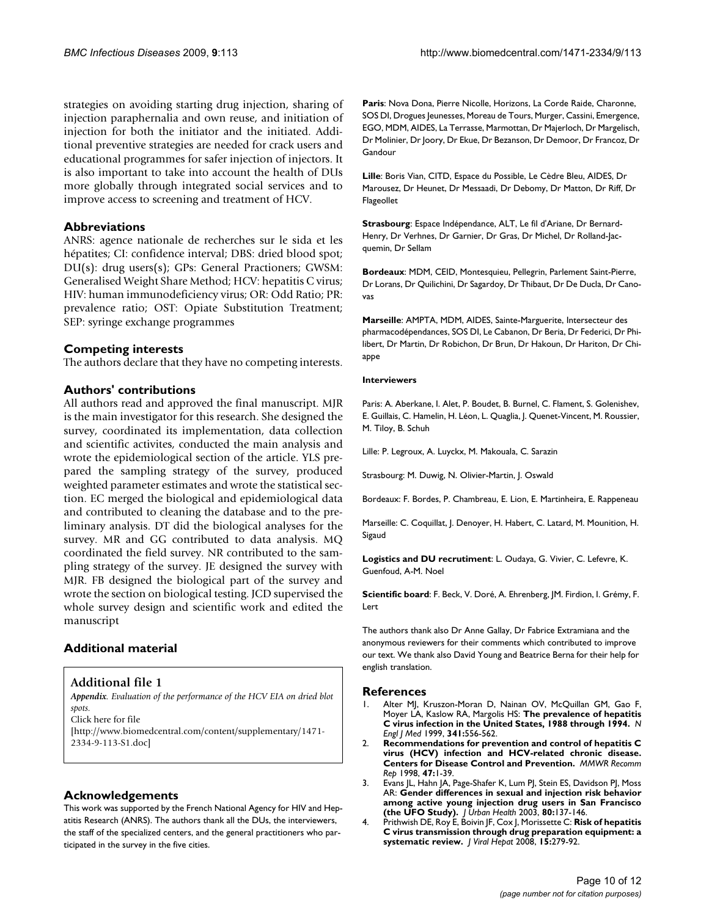strategies on avoiding starting drug injection, sharing of injection paraphernalia and own reuse, and initiation of injection for both the initiator and the initiated. Additional preventive strategies are needed for crack users and educational programmes for safer injection of injectors. It is also important to take into account the health of DUs more globally through integrated social services and to improve access to screening and treatment of HCV.

## Abbreviations

ANRS: agence nationale de recherches sur le sida et les hépatites; CI: confidence interval; DBS: dried blood spot; DU(s): drug users(s); GPs: General Practioners; GWSM: Generalised Weight Share Method; HCV: hepatitis C virus; HIV: human immunodeficiency virus; OR: Odd Ratio; PR: prevalence ratio; OST: Opiate Substitution Treatment; SEP: syringe exchange programmes

## Competing interests

The authors declare that they have no competing interests.

## Authors' contributions

All authors read and approved the final manuscript. MJR is the main investigator for this research. She designed the survey, coordinated its implementation, data collection and scientific activites, conducted the main analysis and wrote the epidemiological section of the article. YLS prepared the sampling strategy of the survey, produced weighted parameter estimates and wrote the statistical section. EC merged the biological and epidemiological data and contributed to cleaning the database and to the preliminary analysis. DT did the biological analyses for the survey. MR and GG contributed to data analysis. MQ coordinated the field survey. NR contributed to the sampling strategy of the survey. JE designed the survey with MJR. FB designed the biological part of the survey and wrote the section on biological testing. JCD supervised the whole survey design and scientific work and edited the manuscript

## Additional material

### Additional file 1

*Appendix. Evaluation of the performance of the HCV EIA on dried blot spots.*
Click here for file
[http://www.biomedcentral.com/content/supplementary/1471-2334-9-113-S1.doc]

## Acknowledgements

This work was supported by the French National Agency for HIV and Hepatitis Research (ANRS). The authors thank all the DUs, the interviewers, the staff of the specialized centers, and the general practitioners who participated in the survey in the five cities.

**Paris**: Nova Dona, Pierre Nicolle, Horizons, La Corde Raide, Charonne, SOS DI, Drogues Jeunesses, Moreau de Tours, Murger, Cassini, Emergence, EGO, MDM, AIDES, La Terrasse, Marmottan, Dr Majerloch, Dr Margelisch, Dr Molinier, Dr Joory, Dr Ekue, Dr Bezanson, Dr Demoor, Dr Francoz, Dr Gandour

**Lille**: Boris Vian, CITD, Espace du Possible, Le Cèdre Bleu, AIDES, Dr Marousez, Dr Heunet, Dr Messaadi, Dr Debomy, Dr Matton, Dr Riff, Dr Flageollet

**Strasbourg**: Espace Indépendance, ALT, Le fil d'Ariane, Dr Bernard-Henry, Dr Verhnes, Dr Garnier, Dr Gras, Dr Michel, Dr Rolland-Jacquemin, Dr Sellam

**Bordeaux**: MDM, CEID, Montesquieu, Pellegrin, Parlement Saint-Pierre, Dr Lorans, Dr Quilichini, Dr Sagardoy, Dr Thibaut, Dr De Ducla, Dr Canovas

**Marseille**: AMPTA, MDM, AIDES, Sainte-Marguerite, Intersecteur des pharmacodépendances, SOS DI, Le Cabanon, Dr Beria, Dr Federici, Dr Philibert, Dr Martin, Dr Robichon, Dr Brun, Dr Hakoun, Dr Hariton, Dr Chiappe

**Interviewers**

Paris: A. Aberkane, I. Alet, P. Boudet, B. Burnel, C. Flament, S. Golenishev, E. Guillais, C. Hamelin, H. Léon, L. Quaglia, J. Quenet-Vincent, M. Roussier, M. Tiloy, B. Schuh

Lille: P. Legroux, A. Luyckx, M. Makouala, C. Sarazin

Strasbourg: M. Duwig, N. Olivier-Martin, J. Oswald

Bordeaux: F. Bordes, P. Chambreau, E. Lion, E. Martinheira, E. Rappeneau

Marseille: C. Coquillat, J. Denoyer, H. Habert, C. Latard, M. Mounition, H. Sigaud

**Logistics and DU recrutiment**: L. Oudaya, G. Vivier, C. Lefevre, K. Guenfoud, A-M. Noel

**Scientific board**: F. Beck, V. Doré, A. Ehrenberg, JM. Firdion, I. Grémy, F. Lert

The authors thank also Dr Anne Gallay, Dr Fabrice Extramiana and the anonymous reviewers for their comments which contributed to improve our text. We thank also David Young and Beatrice Berna for their help for english translation.

## References

1. Alter MJ, Kruszon-Moran D, Nainan OV, McQuillan GM, Gao F, Moyer LA, Kaslow RA, Margolis HS: **The prevalence of hepatitis C virus infection in the United States, 1988 through 1994.** *N Engl J Med* 1999, **341:**556-562.
2. **Recommendations for prevention and control of hepatitis C virus (HCV) infection and HCV-related chronic disease. Centers for Disease Control and Prevention.** *MMWR Recomm Rep* 1998, **47:**1-39.
3. Evans JL, Hahn JA, Page-Shafer K, Lum PJ, Stein ES, Davidson PJ, Moss AR: **Gender differences in sexual and injection risk behavior among active young injection drug users in San Francisco (the UFO Study).** *J Urban Health* 2003, **80:**137-146.
4. Prithwish DE, Roy E, Boivin JF, Cox J, Morissette C: **Risk of hepatitis C virus transmission through drug preparation equipment: a systematic review.** *J Viral Hepat* 2008, **15:**279-92.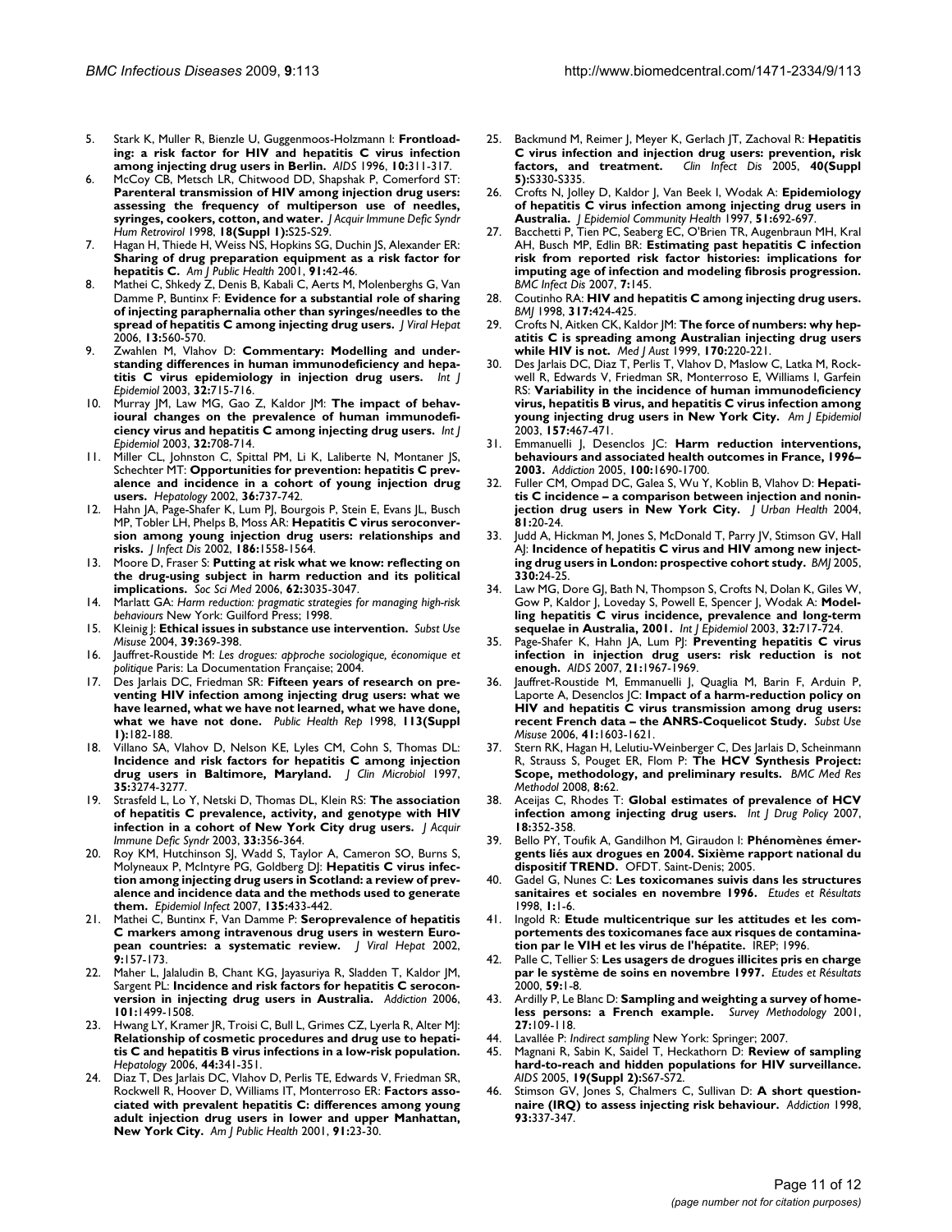5. Stark K, Muller R, Bienzle U, Guggenmoos-Holzmann I: **Frontloading: a risk factor for HIV and hepatitis C virus infection among injecting drug users in Berlin.** *AIDS* 1996, **10:**311-317.
6. McCoy CB, Metsch LR, Chitwood DD, Shapshak P, Comerford ST: **Parenteral transmission of HIV among injection drug users: assessing the frequency of multiperson use of needles, syringes, cookers, cotton, and water.** *J Acquir Immune Defic Syndr Hum Retrovirol* 1998, **18(Suppl 1):**S25-S29.
7. Hagan H, Thiede H, Weiss NS, Hopkins SG, Duchin JS, Alexander ER: **Sharing of drug preparation equipment as a risk factor for hepatitis C.** *Am J Public Health* 2001, **91:**42-46.
8. Mathei C, Shkedy Z, Denis B, Kabali C, Aerts M, Molenberghs G, Van Damme P, Buntinx F: **Evidence for a substantial role of sharing of injecting paraphernalia other than syringes/needles to the spread of hepatitis C among injecting drug users.** *J Viral Hepat* 2006, **13:**560-570.
9. Zwahlen M, Vlahov D: **Commentary: Modelling and understanding differences in human immunodeficiency and hepatitis C virus epidemiology in injection drug users.** *Int J Epidemiol* 2003, **32:**715-716.
10. Murray JM, Law MG, Gao Z, Kaldor JM: **The impact of behavioural changes on the prevalence of human immunodeficiency virus and hepatitis C among injecting drug users.** *Int J Epidemiol* 2003, **32:**708-714.
11. Miller CL, Johnston C, Spittal PM, Li K, Laliberte N, Montaner JS, Schechter MT: **Opportunities for prevention: hepatitis C prevalence and incidence in a cohort of young injection drug users.** *Hepatology* 2002, **36:**737-742.
12. Hahn JA, Page-Shafer K, Lum PJ, Bourgois P, Stein E, Evans JL, Busch MP, Tobler LH, Phelps B, Moss AR: **Hepatitis C virus seroconversion among young injection drug users: relationships and risks.** *J Infect Dis* 2002, **186:**1558-1564.
13. Moore D, Fraser S: **Putting at risk what we know: reflecting on the drug-using subject in harm reduction and its political implications.** *Soc Sci Med* 2006, **62:**3035-3047.
14. Marlatt GA: *Harm reduction: pragmatic strategies for managing high-risk behaviours* New York: Guilford Press; 1998.
15. Kleinig J: **Ethical issues in substance use intervention.** *Subst Use Misuse* 2004, **39:**369-398.
16. Jauffret-Roustide M: *Les drogues: approche sociologique, économique et politique* Paris: La Documentation Française; 2004.
17. Des Jarlais DC, Friedman SR: **Fifteen years of research on preventing HIV infection among injecting drug users: what we have learned, what we have not learned, what we have done, what we have not done.** *Public Health Rep* 1998, **113(Suppl 1):**182-188.
18. Villano SA, Vlahov D, Nelson KE, Lyles CM, Cohn S, Thomas DL: **Incidence and risk factors for hepatitis C among injection drug users in Baltimore, Maryland.** *J Clin Microbiol* 1997, **35:**3274-3277.
19. Strasfeld L, Lo Y, Netski D, Thomas DL, Klein RS: **The association of hepatitis C prevalence, activity, and genotype with HIV infection in a cohort of New York City drug users.** *J Acquir Immune Defic Syndr* 2003, **33:**356-364.
20. Roy KM, Hutchinson SJ, Wadd S, Taylor A, Cameron SO, Burns S, Molyneaux P, McIntyre PG, Goldberg DJ: **Hepatitis C virus infection among injecting drug users in Scotland: a review of prevalence and incidence data and the methods used to generate them.** *Epidemiol Infect* 2007, **135:**433-442.
21. Mathei C, Buntinx F, Van Damme P: **Seroprevalence of hepatitis C markers among intravenous drug users in western European countries: a systematic review.** *J Viral Hepat* 2002, **9:**157-173.
22. Maher L, Jalaludin B, Chant KG, Jayasuriya R, Sladden T, Kaldor JM, Sargent PL: **Incidence and risk factors for hepatitis C seroconversion in injecting drug users in Australia.** *Addiction* 2006, **101:**1499-1508.
23. Hwang LY, Kramer JR, Troisi C, Bull L, Grimes CZ, Lyerla R, Alter MJ: **Relationship of cosmetic procedures and drug use to hepatitis C and hepatitis B virus infections in a low-risk population.** *Hepatology* 2006, **44:**341-351.
24. Diaz T, Des Jarlais DC, Vlahov D, Perlis TE, Edwards V, Friedman SR, Rockwell R, Hoover D, Williams IT, Monterroso ER: **Factors associated with prevalent hepatitis C: differences among young adult injection drug users in lower and upper Manhattan, New York City.** *Am J Public Health* 2001, **91:**23-30.
25. Backmund M, Reimer J, Meyer K, Gerlach JT, Zachoval R: **Hepatitis C virus infection and injection drug users: prevention, risk factors, and treatment.** *Clin Infect Dis* 2005, **40(Suppl 5):**S330-S335.
26. Crofts N, Jolley D, Kaldor J, Van Beek I, Wodak A: **Epidemiology of hepatitis C virus infection among injecting drug users in Australia.** *J Epidemiol Community Health* 1997, **51:**692-697.
27. Bacchetti P, Tien PC, Seaberg EC, O'Brien TR, Augenbraun MH, Kral AH, Busch MP, Edlin BR: **Estimating past hepatitis C infection risk from reported risk factor histories: implications for imputing age of infection and modeling fibrosis progression.** *BMC Infect Dis* 2007, **7:**145.
28. Coutinho RA: **HIV and hepatitis C among injecting drug users.** *BMJ* 1998, **317:**424-425.
29. Crofts N, Aitken CK, Kaldor JM: **The force of numbers: why hepatitis C is spreading among Australian injecting drug users while HIV is not.** *Med J Aust* 1999, **170:**220-221.
30. Des Jarlais DC, Diaz T, Perlis T, Vlahov D, Maslow C, Latka M, Rockwell R, Edwards V, Friedman SR, Monterroso E, Williams I, Garfein RS: **Variability in the incidence of human immunodeficiency virus, hepatitis B virus, and hepatitis C virus infection among young injecting drug users in New York City.** *Am J Epidemiol* 2003, **157:**467-471.
31. Emmanuelli J, Desenclos JC: **Harm reduction interventions, behaviours and associated health outcomes in France, 1996–2003.** *Addiction* 2005, **100:**1690-1700.
32. Fuller CM, Ompad DC, Galea S, Wu Y, Koblin B, Vlahov D: **Hepatitis C incidence – a comparison between injection and noninjection drug users in New York City.** *J Urban Health* 2004, **81:**20-24.
33. Judd A, Hickman M, Jones S, McDonald T, Parry JV, Stimson GV, Hall AJ: **Incidence of hepatitis C virus and HIV among new injecting drug users in London: prospective cohort study.** *BMJ* 2005, **330:**24-25.
34. Law MG, Dore GJ, Bath N, Thompson S, Crofts N, Dolan K, Giles W, Gow P, Kaldor J, Loveday S, Powell E, Spencer J, Wodak A: **Modelling hepatitis C virus incidence, prevalence and long-term sequelae in Australia, 2001.** *Int J Epidemiol* 2003, **32:**717-724.
35. Page-Shafer K, Hahn JA, Lum PJ: **Preventing hepatitis C virus infection in injection drug users: risk reduction is not enough.** *AIDS* 2007, **21:**1967-1969.
36. Jauffret-Roustide M, Emmanuelli J, Quaglia M, Barin F, Arduin P, Laporte A, Desenclos JC: **Impact of a harm-reduction policy on HIV and hepatitis C virus transmission among drug users: recent French data – the ANRS-Coquelicot Study.** *Subst Use Misuse* 2006, **41:**1603-1621.
37. Stern RK, Hagan H, Lelutiu-Weinberger C, Des Jarlais D, Scheinmann R, Strauss S, Pouget ER, Flom P: **The HCV Synthesis Project: Scope, methodology, and preliminary results.** *BMC Med Res Methodol* 2008, **8:**62.
38. Aceijas C, Rhodes T: **Global estimates of prevalence of HCV infection among injecting drug users.** *Int J Drug Policy* 2007, **18:**352-358.
39. Bello PY, Toufik A, Gandilhon M, Giraudon I: **Phénomènes émergents liés aux drogues en 2004. Sixième rapport national du dispositif TREND.** OFDT. Saint-Denis; 2005.
40. Gadel G, Nunes C: **Les toxicomanes suivis dans les structures sanitaires et sociales en novembre 1996.** *Etudes et Résultats* 1998, **1:**1-6.
41. Ingold R: **Etude multicentrique sur les attitudes et les comportements des toxicomanes face aux risques de contamination par le VIH et les virus de l'hépatite.** IREP; 1996.
42. Palle C, Tellier S: **Les usagers de drogues illicites pris en charge par le système de soins en novembre 1997.** *Etudes et Résultats* 2000, **59:**1-8.
43. Ardilly P, Le Blanc D: **Sampling and weighting a survey of homeless persons: a French example.** *Survey Methodology* 2001, **27:**109-118.
44. Lavallée P: *Indirect sampling* New York: Springer; 2007.
45. Magnani R, Sabin K, Saidel T, Heckathorn D: **Review of sampling hard-to-reach and hidden populations for HIV surveillance.** *AIDS* 2005, **19(Suppl 2):**S67-S72.
46. Stimson GV, Jones S, Chalmers C, Sullivan D: **A short questionnaire (IRQ) to assess injecting risk behaviour.** *Addiction* 1998, **93:**337-347.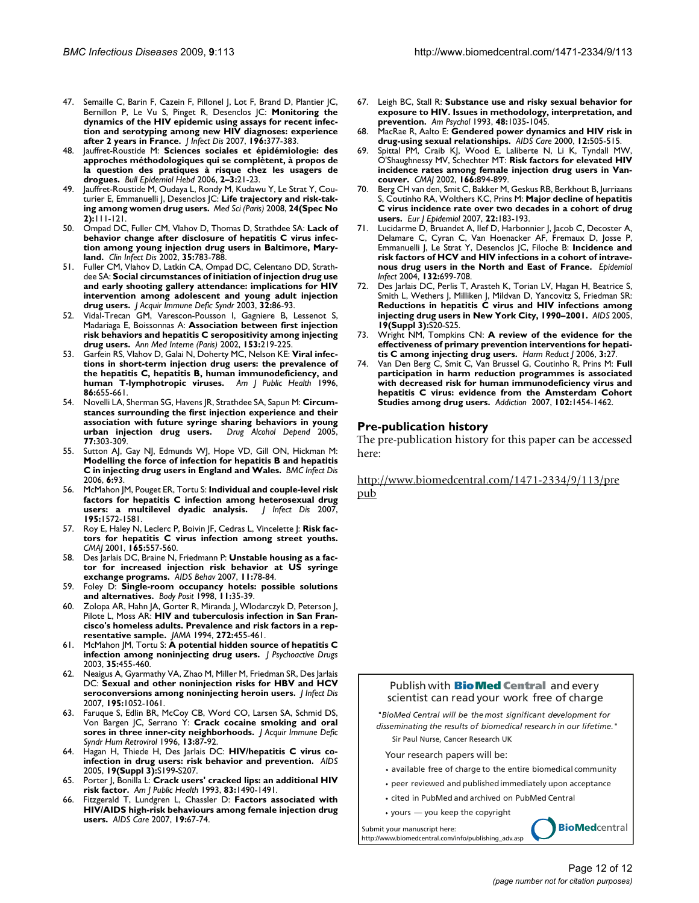47. Semaille C, Barin F, Cazein F, Pillonel J, Lot F, Brand D, Plantier JC, Bernillon P, Le Vu S, Pinget R, Desenclos JC: **Monitoring the dynamics of the HIV epidemic using assays for recent infection and serotyping among new HIV diagnoses: experience after 2 years in France.** *J Infect Dis* 2007, **196:**377-383.
48. Jauffret-Roustide M: **Sciences sociales et épidémiologie: des approches méthodologiques qui se complètent, à propos de la question des pratiques à risque chez les usagers de drogues.** *Bull Epidemiol Hebd* 2006, **2–3:**21-23.
49. Jauffret-Roustide M, Oudaya L, Rondy M, Kudawu Y, Le Strat Y, Couturier E, Emmanuelli J, Desenclos JC: **Life trajectory and risk-taking among women drug users.** *Med Sci (Paris)* 2008, **24(Spec No 2):**111-121.
50. Ompad DC, Fuller CM, Vlahov D, Thomas D, Strathdee SA: **Lack of behavior change after disclosure of hepatitis C virus infection among young injection drug users in Baltimore, Maryland.** *Clin Infect Dis* 2002, **35:**783-788.
51. Fuller CM, Vlahov D, Latkin CA, Ompad DC, Celentano DD, Strathdee SA: **Social circumstances of initiation of injection drug use and early shooting gallery attendance: implications for HIV intervention among adolescent and young adult injection drug users.** *J Acquir Immune Defic Syndr* 2003, **32:**86-93.
52. Vidal-Trecan GM, Varescon-Pousson I, Gagniere B, Lessenot S, Madariaga E, Boissonnas A: **Association between first injection risk behaviors and hepatitis C seropositivity among injecting drug users.** *Ann Med Interne (Paris)* 2002, **153:**219-225.
53. Garfein RS, Vlahov D, Galai N, Doherty MC, Nelson KE: **Viral infections in short-term injection drug users: the prevalence of the hepatitis C, hepatitis B, human immunodeficiency, and human T-lymphotropic viruses.** *Am J Public Health* 1996, **86:**655-661.
54. Novelli LA, Sherman SG, Havens JR, Strathdee SA, Sapun M: **Circumstances surrounding the first injection experience and their association with future syringe sharing behaviors in young urban injection drug users.** *Drug Alcohol Depend* 2005, **77:**303-309.
55. Sutton AJ, Gay NJ, Edmunds WJ, Hope VD, Gill ON, Hickman M: **Modelling the force of infection for hepatitis B and hepatitis C in injecting drug users in England and Wales.** *BMC Infect Dis* 2006, **6:**93.
56. McMahon JM, Pouget ER, Tortu S: **Individual and couple-level risk factors for hepatitis C infection among heterosexual drug users: a multilevel dyadic analysis.** *J Infect Dis* 2007, **195:**1572-1581.
57. Roy E, Haley N, Leclerc P, Boivin JF, Cedras L, Vincelette J: **Risk factors for hepatitis C virus infection among street youths.** *CMAJ* 2001, **165:**557-560.
58. Des Jarlais DC, Braine N, Friedmann P: **Unstable housing as a factor for increased injection risk behavior at US syringe exchange programs.** *AIDS Behav* 2007, **11:**78-84.
59. Foley D: **Single-room occupancy hotels: possible solutions and alternatives.** *Body Posit* 1998, **11:**35-39.
60. Zolopa AR, Hahn JA, Gorter R, Miranda J, Wlodarczyk D, Peterson J, Pilote L, Moss AR: **HIV and tuberculosis infection in San Francisco's homeless adults. Prevalence and risk factors in a representative sample.** *JAMA* 1994, **272:**455-461.
61. McMahon JM, Tortu S: **A potential hidden source of hepatitis C infection among noninjecting drug users.** *J Psychoactive Drugs* 2003, **35:**455-460.
62. Neaigus A, Gyarmathy VA, Zhao M, Miller M, Friedman SR, Des Jarlais DC: **Sexual and other noninjection risks for HBV and HCV seroconversions among noninjecting heroin users.** *J Infect Dis* 2007, **195:**1052-1061.
63. Faruque S, Edlin BR, McCoy CB, Word CO, Larsen SA, Schmid DS, Von Bargen JC, Serrano Y: **Crack cocaine smoking and oral sores in three inner-city neighborhoods.** *J Acquir Immune Defic Syndr Hum Retrovirol* 1996, **13:**87-92.
64. Hagan H, Thiede H, Des Jarlais DC: **HIV/hepatitis C virus co-infection in drug users: risk behavior and prevention.** *AIDS* 2005, **19(Suppl 3):**S199-S207.
65. Porter J, Bonilla L: **Crack users' cracked lips: an additional HIV risk factor.** *Am J Public Health* 1993, **83:**1490-1491.
66. Fitzgerald T, Lundgren L, Chassler D: **Factors associated with HIV/AIDS high-risk behaviours among female injection drug users.** *AIDS Care* 2007, **19:**67-74.
67. Leigh BC, Stall R: **Substance use and risky sexual behavior for exposure to HIV. Issues in methodology, interpretation, and prevention.** *Am Psychol* 1993, **48:**1035-1045.
68. MacRae R, Aalto E: **Gendered power dynamics and HIV risk in drug-using sexual relationships.** *AIDS Care* 2000, **12:**505-515.
69. Spittal PM, Craib KJ, Wood E, Laliberte N, Li K, Tyndall MW, O'Shaughnessy MV, Schechter MT: **Risk factors for elevated HIV incidence rates among female injection drug users in Vancouver.** *CMAJ* 2002, **166:**894-899.
70. Berg CH van den, Smit C, Bakker M, Geskus RB, Berkhout B, Jurriaans S, Coutinho RA, Wolthers KC, Prins M: **Major decline of hepatitis C virus incidence rate over two decades in a cohort of drug users.** *Eur J Epidemiol* 2007, **22:**183-193.
71. Lucidarme D, Bruandet A, Ilef D, Harbonnier J, Jacob C, Decoster A, Delamare C, Cyran C, Van Hoenacker AF, Fremaux D, Josse P, Emmanuelli J, Le Strat Y, Desenclos JC, Filoche B: **Incidence and risk factors of HCV and HIV infections in a cohort of intravenous drug users in the North and East of France.** *Epidemiol Infect* 2004, **132:**699-708.
72. Des Jarlais DC, Perlis T, Arasteh K, Torian LV, Hagan H, Beatrice S, Smith L, Wethers J, Milliken J, Mildvan D, Yancovitz S, Friedman SR: **Reductions in hepatitis C virus and HIV infections among injecting drug users in New York City, 1990–2001.** *AIDS* 2005, **19(Suppl 3):**S20-S25.
73. Wright NM, Tompkins CN: **A review of the evidence for the effectiveness of primary prevention interventions for hepatitis C among injecting drug users.** *Harm Reduct J* 2006, **3:**27.
74. Van Den Berg C, Smit C, Van Brussel G, Coutinho R, Prins M: **Full participation in harm reduction programmes is associated with decreased risk for human immunodeficiency virus and hepatitis C virus: evidence from the Amsterdam Cohort Studies among drug users.** *Addiction* 2007, **102:**1454-1462.

## Pre-publication history

The pre-publication history for this paper can be accessed here:

http://www.biomedcentral.com/1471-2334/9/113/prepub

Publish with **BioMed Central** and every scientist can read your work free of charge

*"BioMed Central will be the most significant development for disseminating the results of biomedical research in our lifetime."*

Sir Paul Nurse, Cancer Research UK

Your research papers will be:

- available free of charge to the entire biomedical community
- peer reviewed and published immediately upon acceptance
- cited in PubMed and archived on PubMed Central
- yours — you keep the copyright

Submit your manuscript here:
http://www.biomedcentral.com/info/publishing_adv.asp

BioMedcentral